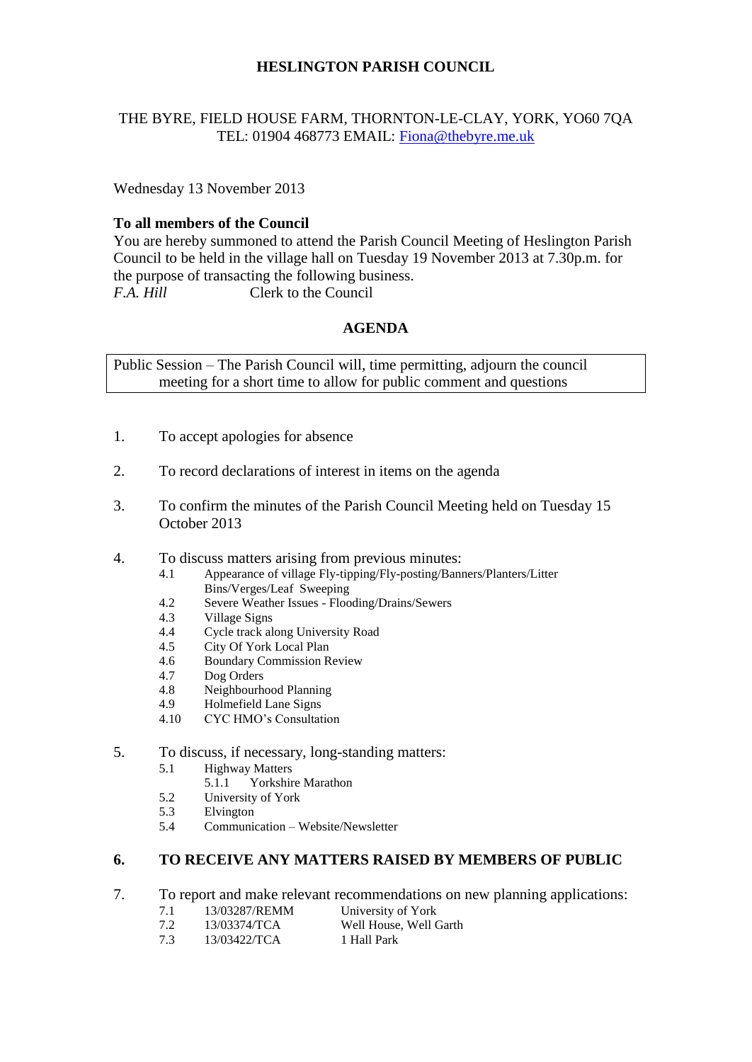# HESLINGTON PARISH COUNCIL

THE BYRE, FIELD HOUSE FARM, THORNTON-LE-CLAY, YORK, YO60 7QA
TEL: 01904 468773 EMAIL: Fiona@thebyre.me.uk

Wednesday 13 November 2013

**To all members of the Council**
You are hereby summoned to attend the Parish Council Meeting of Heslington Parish Council to be held in the village hall on Tuesday 19 November 2013 at 7.30p.m. for the purpose of transacting the following business.
*F.A. Hill* Clerk to the Council

## AGENDA

Public Session – The Parish Council will, time permitting, adjourn the council meeting for a short time to allow for public comment and questions

1. To accept apologies for absence

2. To record declarations of interest in items on the agenda

3. To confirm the minutes of the Parish Council Meeting held on Tuesday 15 October 2013

4. To discuss matters arising from previous minutes:
   - 4.1 Appearance of village Fly-tipping/Fly-posting/Banners/Planters/Litter Bins/Verges/Leaf Sweeping
   - 4.2 Severe Weather Issues - Flooding/Drains/Sewers
   - 4.3 Village Signs
   - 4.4 Cycle track along University Road
   - 4.5 City Of York Local Plan
   - 4.6 Boundary Commission Review
   - 4.7 Dog Orders
   - 4.8 Neighbourhood Planning
   - 4.9 Holmefield Lane Signs
   - 4.10 CYC HMO's Consultation

5. To discuss, if necessary, long-standing matters:
   - 5.1 Highway Matters
     - 5.1.1 Yorkshire Marathon
   - 5.2 University of York
   - 5.3 Elvington
   - 5.4 Communication – Website/Newsletter

6. **TO RECEIVE ANY MATTERS RAISED BY MEMBERS OF PUBLIC**

7. To report and make relevant recommendations on new planning applications:
   - 7.1 13/03287/REMM University of York
   - 7.2 13/03374/TCA Well House, Well Garth
   - 7.3 13/03422/TCA 1 Hall Park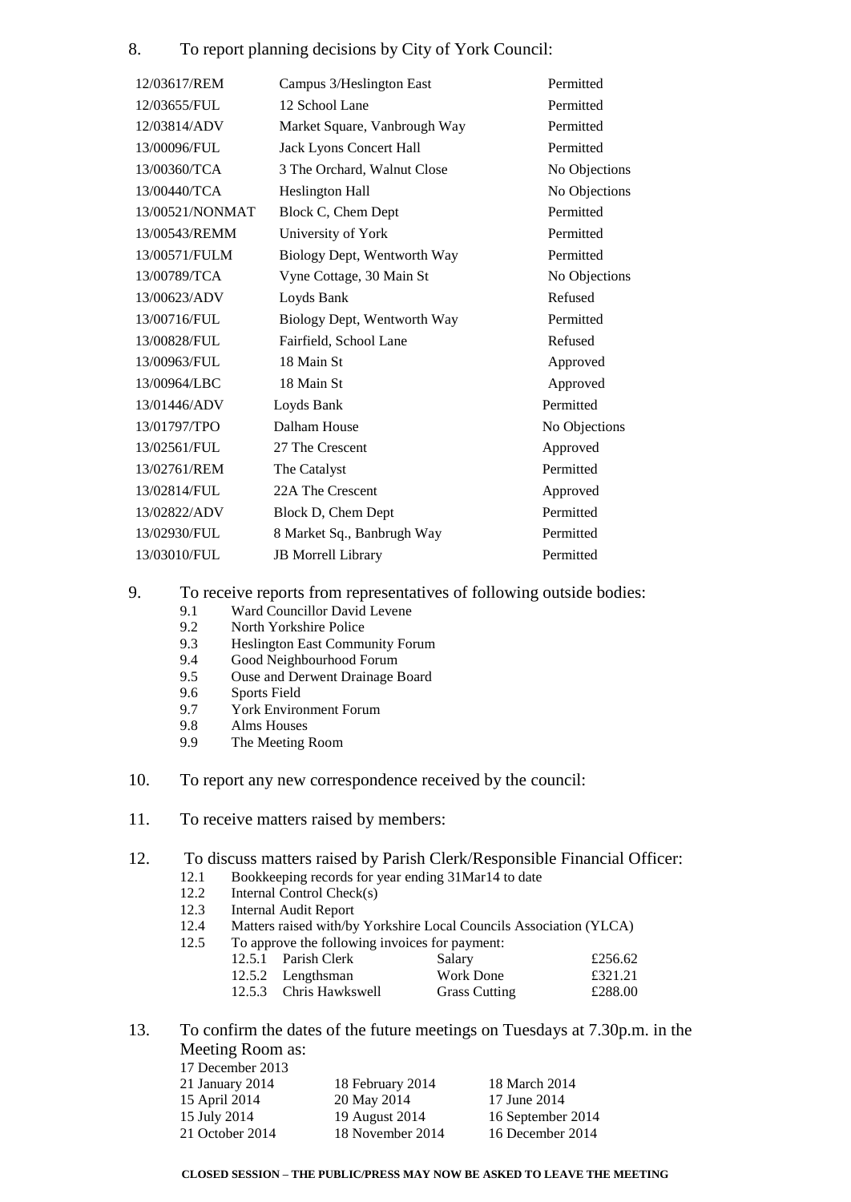8. To report planning decisions by City of York Council:

| | | |
|---|---|---|
| 12/03617/REM | Campus 3/Heslington East | Permitted |
| 12/03655/FUL | 12 School Lane | Permitted |
| 12/03814/ADV | Market Square, Vanbrough Way | Permitted |
| 13/00096/FUL | Jack Lyons Concert Hall | Permitted |
| 13/00360/TCA | 3 The Orchard, Walnut Close | No Objections |
| 13/00440/TCA | Heslington Hall | No Objections |
| 13/00521/NONMAT | Block C, Chem Dept | Permitted |
| 13/00543/REMM | University of York | Permitted |
| 13/00571/FULM | Biology Dept, Wentworth Way | Permitted |
| 13/00789/TCA | Vyne Cottage, 30 Main St | No Objections |
| 13/00623/ADV | Loyds Bank | Refused |
| 13/00716/FUL | Biology Dept, Wentworth Way | Permitted |
| 13/00828/FUL | Fairfield, School Lane | Refused |
| 13/00963/FUL | 18 Main St | Approved |
| 13/00964/LBC | 18 Main St | Approved |
| 13/01446/ADV | Loyds Bank | Permitted |
| 13/01797/TPO | Dalham House | No Objections |
| 13/02561/FUL | 27 The Crescent | Approved |
| 13/02761/REM | The Catalyst | Permitted |
| 13/02814/FUL | 22A The Crescent | Approved |
| 13/02822/ADV | Block D, Chem Dept | Permitted |
| 13/02930/FUL | 8 Market Sq., Banbrugh Way | Permitted |
| 13/03010/FUL | JB Morrell Library | Permitted |

9. To receive reports from representatives of following outside bodies:
   - 9.1 Ward Councillor David Levene
   - 9.2 North Yorkshire Police
   - 9.3 Heslington East Community Forum
   - 9.4 Good Neighbourhood Forum
   - 9.5 Ouse and Derwent Drainage Board
   - 9.6 Sports Field
   - 9.7 York Environment Forum
   - 9.8 Alms Houses
   - 9.9 The Meeting Room

10. To report any new correspondence received by the council:

11. To receive matters raised by members:

12. To discuss matters raised by Parish Clerk/Responsible Financial Officer:
   - 12.1 Bookkeeping records for year ending 31Mar14 to date
   - 12.2 Internal Control Check(s)
   - 12.3 Internal Audit Report
   - 12.4 Matters raised with/by Yorkshire Local Councils Association (YLCA)
   - 12.5 To approve the following invoices for payment:

| | | | |
|---|---|---|---|
| 12.5.1 | Parish Clerk | Salary | £256.62 |
| 12.5.2 | Lengthsman | Work Done | £321.21 |
| 12.5.3 | Chris Hawkswell | Grass Cutting | £288.00 |

13. To confirm the dates of the future meetings on Tuesdays at 7.30p.m. in the Meeting Room as:

17 December 2013

| | | |
|---|---|---|
| 21 January 2014 | 18 February 2014 | 18 March 2014 |
| 15 April 2014 | 20 May 2014 | 17 June 2014 |
| 15 July 2014 | 19 August 2014 | 16 September 2014 |
| 21 October 2014 | 18 November 2014 | 16 December 2014 |

**CLOSED SESSION – THE PUBLIC/PRESS MAY NOW BE ASKED TO LEAVE THE MEETING**